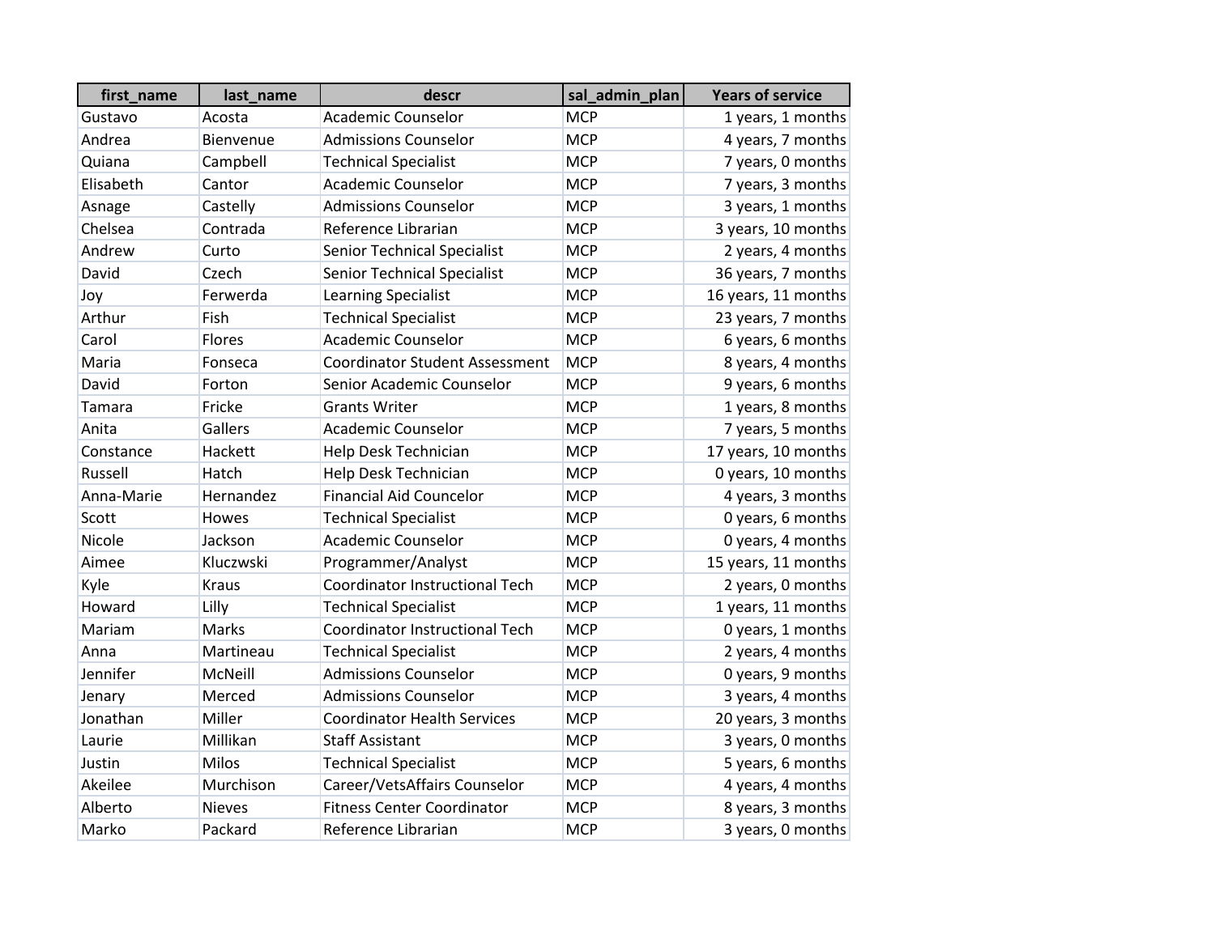| first_name | last_name | descr | sal_admin_plan | Years of service |
| --- | --- | --- | --- | --- |
| Gustavo | Acosta | Academic Counselor | MCP | 1 years, 1 months |
| Andrea | Bienvenue | Admissions Counselor | MCP | 4 years, 7 months |
| Quiana | Campbell | Technical Specialist | MCP | 7 years, 0 months |
| Elisabeth | Cantor | Academic Counselor | MCP | 7 years, 3 months |
| Asnage | Castelly | Admissions Counselor | MCP | 3 years, 1 months |
| Chelsea | Contrada | Reference Librarian | MCP | 3 years, 10 months |
| Andrew | Curto | Senior Technical Specialist | MCP | 2 years, 4 months |
| David | Czech | Senior Technical Specialist | MCP | 36 years, 7 months |
| Joy | Ferwerda | Learning Specialist | MCP | 16 years, 11 months |
| Arthur | Fish | Technical Specialist | MCP | 23 years, 7 months |
| Carol | Flores | Academic Counselor | MCP | 6 years, 6 months |
| Maria | Fonseca | Coordinator Student Assessment | MCP | 8 years, 4 months |
| David | Forton | Senior Academic Counselor | MCP | 9 years, 6 months |
| Tamara | Fricke | Grants Writer | MCP | 1 years, 8 months |
| Anita | Gallers | Academic Counselor | MCP | 7 years, 5 months |
| Constance | Hackett | Help Desk Technician | MCP | 17 years, 10 months |
| Russell | Hatch | Help Desk Technician | MCP | 0 years, 10 months |
| Anna-Marie | Hernandez | Financial Aid Councelor | MCP | 4 years, 3 months |
| Scott | Howes | Technical Specialist | MCP | 0 years, 6 months |
| Nicole | Jackson | Academic Counselor | MCP | 0 years, 4 months |
| Aimee | Kluczwski | Programmer/Analyst | MCP | 15 years, 11 months |
| Kyle | Kraus | Coordinator Instructional Tech | MCP | 2 years, 0 months |
| Howard | Lilly | Technical Specialist | MCP | 1 years, 11 months |
| Mariam | Marks | Coordinator Instructional Tech | MCP | 0 years, 1 months |
| Anna | Martineau | Technical Specialist | MCP | 2 years, 4 months |
| Jennifer | McNeill | Admissions Counselor | MCP | 0 years, 9 months |
| Jenary | Merced | Admissions Counselor | MCP | 3 years, 4 months |
| Jonathan | Miller | Coordinator Health Services | MCP | 20 years, 3 months |
| Laurie | Millikan | Staff Assistant | MCP | 3 years, 0 months |
| Justin | Milos | Technical Specialist | MCP | 5 years, 6 months |
| Akeilee | Murchison | Career/VetsAffairs Counselor | MCP | 4 years, 4 months |
| Alberto | Nieves | Fitness Center Coordinator | MCP | 8 years, 3 months |
| Marko | Packard | Reference Librarian | MCP | 3 years, 0 months |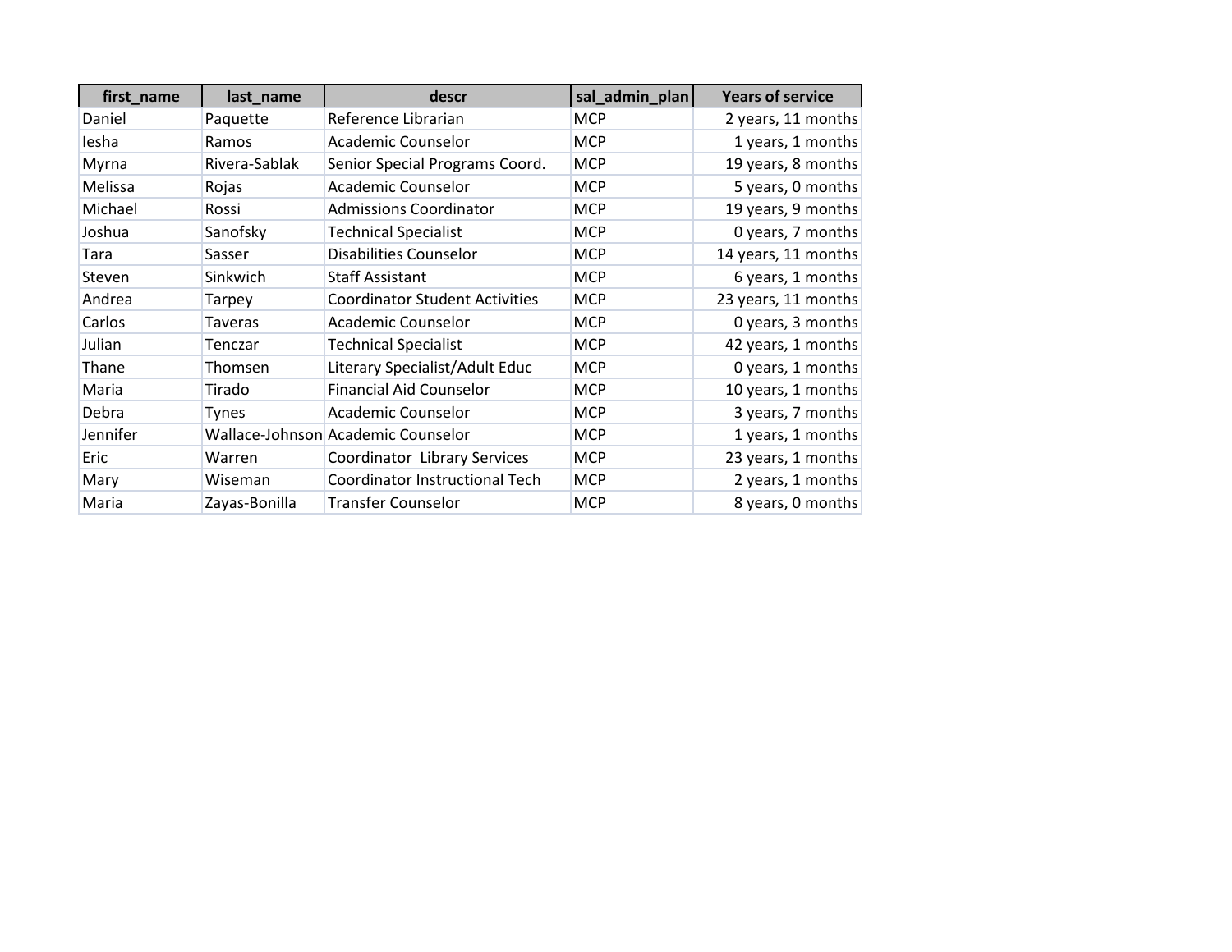| first_name | last_name | descr | sal_admin_plan | Years of service |
|---|---|---|---|---|
| Daniel | Paquette | Reference Librarian | MCP | 2 years, 11 months |
| Iesha | Ramos | Academic Counselor | MCP | 1 years, 1 months |
| Myrna | Rivera-Sablak | Senior Special Programs Coord. | MCP | 19 years, 8 months |
| Melissa | Rojas | Academic Counselor | MCP | 5 years, 0 months |
| Michael | Rossi | Admissions Coordinator | MCP | 19 years, 9 months |
| Joshua | Sanofsky | Technical Specialist | MCP | 0 years, 7 months |
| Tara | Sasser | Disabilities Counselor | MCP | 14 years, 11 months |
| Steven | Sinkwich | Staff Assistant | MCP | 6 years, 1 months |
| Andrea | Tarpey | Coordinator Student Activities | MCP | 23 years, 11 months |
| Carlos | Taveras | Academic Counselor | MCP | 0 years, 3 months |
| Julian | Tenczar | Technical Specialist | MCP | 42 years, 1 months |
| Thane | Thomsen | Literary Specialist/Adult Educ | MCP | 0 years, 1 months |
| Maria | Tirado | Financial Aid Counselor | MCP | 10 years, 1 months |
| Debra | Tynes | Academic Counselor | MCP | 3 years, 7 months |
| Jennifer | Wallace-Johnson | Academic Counselor | MCP | 1 years, 1 months |
| Eric | Warren | Coordinator Library Services | MCP | 23 years, 1 months |
| Mary | Wiseman | Coordinator Instructional Tech | MCP | 2 years, 1 months |
| Maria | Zayas-Bonilla | Transfer Counselor | MCP | 8 years, 0 months |